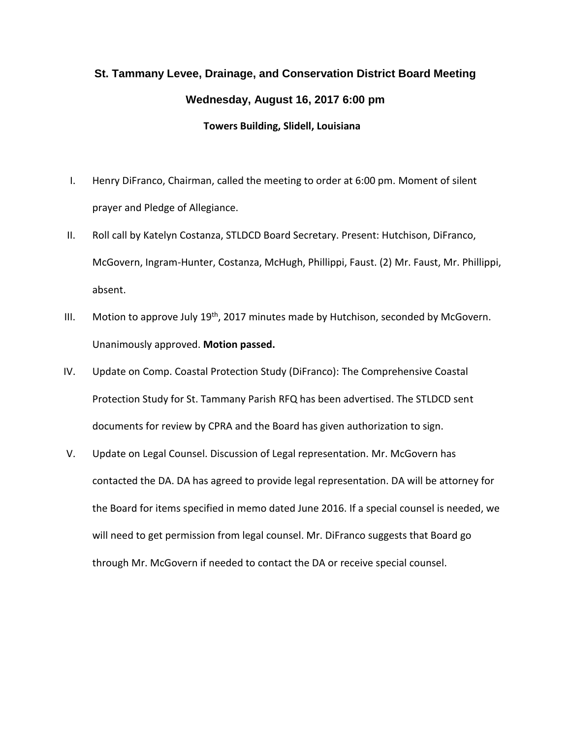# St. Tammany Levee, Drainage, and Conservation District Board Meeting

## Wednesday, August 16, 2017 6:00 pm

### Towers Building, Slidell, Louisiana

I. Henry DiFranco, Chairman, called the meeting to order at 6:00 pm. Moment of silent prayer and Pledge of Allegiance.

II. Roll call by Katelyn Costanza, STLDCD Board Secretary. Present: Hutchison, DiFranco, McGovern, Ingram-Hunter, Costanza, McHugh, Phillippi, Faust. (2) Mr. Faust, Mr. Phillippi, absent.

III. Motion to approve July 19th, 2017 minutes made by Hutchison, seconded by McGovern. Unanimously approved. **Motion passed.**

IV. Update on Comp. Coastal Protection Study (DiFranco): The Comprehensive Coastal Protection Study for St. Tammany Parish RFQ has been advertised. The STLDCD sent documents for review by CPRA and the Board has given authorization to sign.

V. Update on Legal Counsel. Discussion of Legal representation. Mr. McGovern has contacted the DA. DA has agreed to provide legal representation. DA will be attorney for the Board for items specified in memo dated June 2016. If a special counsel is needed, we will need to get permission from legal counsel. Mr. DiFranco suggests that Board go through Mr. McGovern if needed to contact the DA or receive special counsel.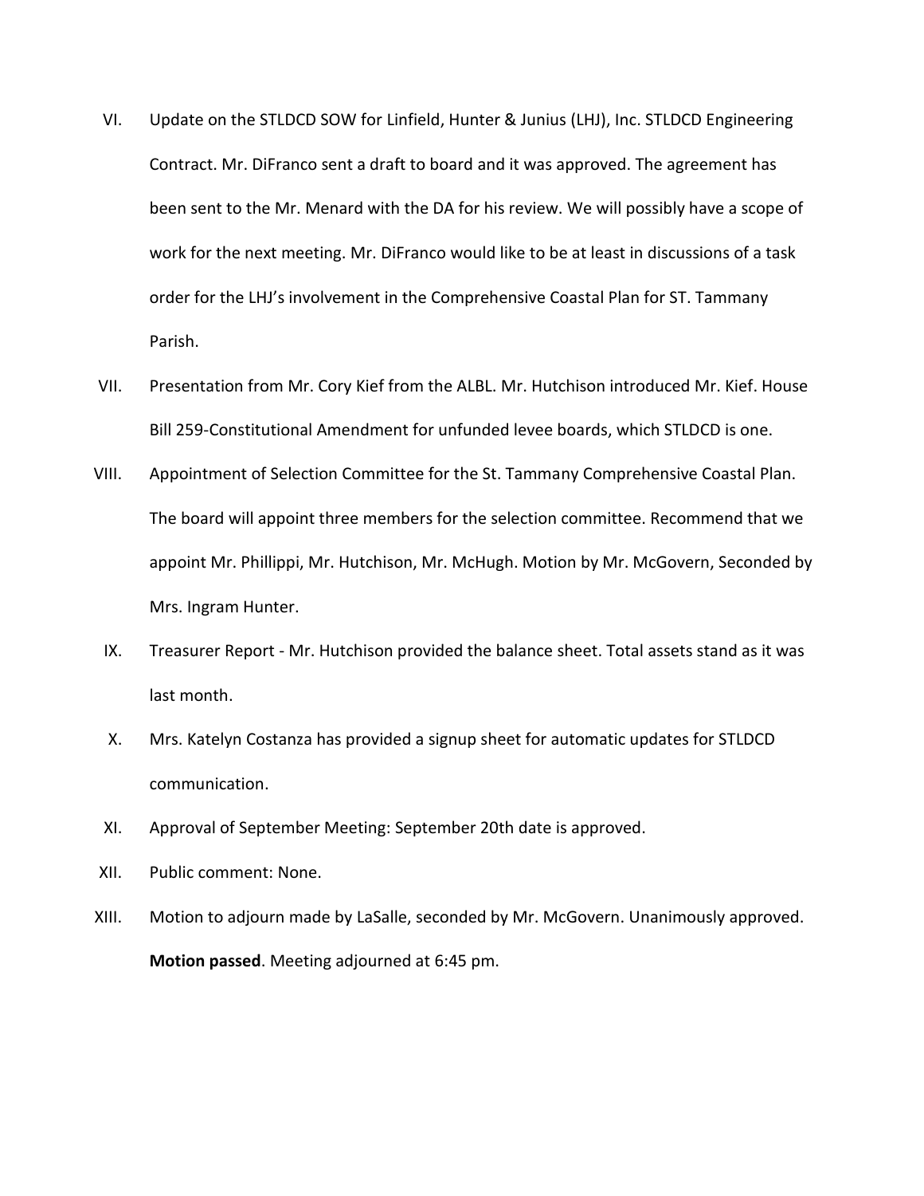VI. Update on the STLDCD SOW for Linfield, Hunter & Junius (LHJ), Inc. STLDCD Engineering Contract. Mr. DiFranco sent a draft to board and it was approved. The agreement has been sent to the Mr. Menard with the DA for his review. We will possibly have a scope of work for the next meeting. Mr. DiFranco would like to be at least in discussions of a task order for the LHJ's involvement in the Comprehensive Coastal Plan for ST. Tammany Parish.

VII. Presentation from Mr. Cory Kief from the ALBL. Mr. Hutchison introduced Mr. Kief. House Bill 259-Constitutional Amendment for unfunded levee boards, which STLDCD is one.

VIII. Appointment of Selection Committee for the St. Tammany Comprehensive Coastal Plan. The board will appoint three members for the selection committee. Recommend that we appoint Mr. Phillippi, Mr. Hutchison, Mr. McHugh. Motion by Mr. McGovern, Seconded by Mrs. Ingram Hunter.

IX. Treasurer Report - Mr. Hutchison provided the balance sheet. Total assets stand as it was last month.

X. Mrs. Katelyn Costanza has provided a signup sheet for automatic updates for STLDCD communication.

XI. Approval of September Meeting: September 20th date is approved.

XII. Public comment: None.

XIII. Motion to adjourn made by LaSalle, seconded by Mr. McGovern. Unanimously approved. **Motion passed**. Meeting adjourned at 6:45 pm.